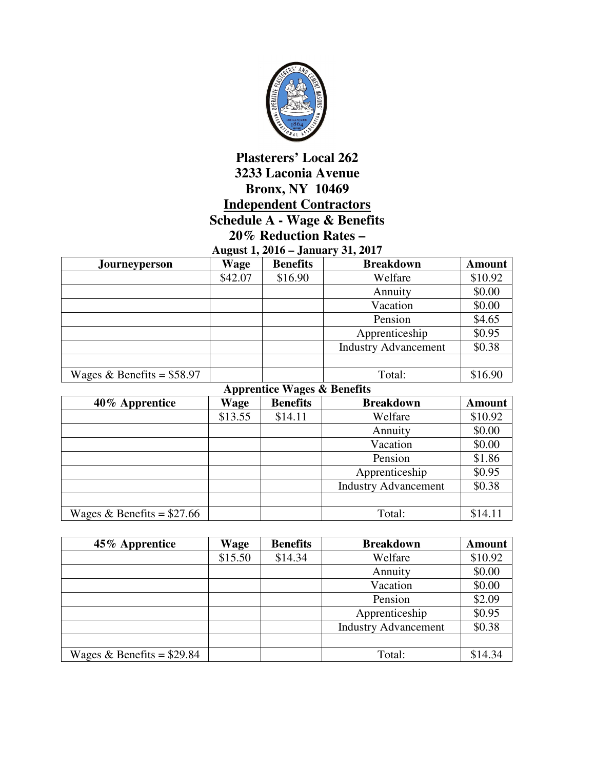# Plasterers' Local 262

**3233 Laconia Avenue**

**Bronx, NY 10469**

**Independent Contractors**

**Schedule A - Wage & Benefits**

**20% Reduction Rates –**

**August 1, 2016 – January 31, 2017**

| Journeyperson | Wage | Benefits | Breakdown | Amount |
|---|---|---|---|---|
| | $42.07 | $16.90 | Welfare | $10.92 |
| | | | Annuity | $0.00 |
| | | | Vacation | $0.00 |
| | | | Pension | $4.65 |
| | | | Apprenticeship | $0.95 |
| | | | Industry Advancement | $0.38 |
| | | | | |
| Wages & Benefits = $58.97 | | | Total: | $16.90 |

**Apprentice Wages & Benefits**

| 40% Apprentice | Wage | Benefits | Breakdown | Amount |
|---|---|---|---|---|
| | $13.55 | $14.11 | Welfare | $10.92 |
| | | | Annuity | $0.00 |
| | | | Vacation | $0.00 |
| | | | Pension | $1.86 |
| | | | Apprenticeship | $0.95 |
| | | | Industry Advancement | $0.38 |
| | | | | |
| Wages & Benefits = $27.66 | | | Total: | $14.11 |

| 45% Apprentice | Wage | Benefits | Breakdown | Amount |
|---|---|---|---|---|
| | $15.50 | $14.34 | Welfare | $10.92 |
| | | | Annuity | $0.00 |
| | | | Vacation | $0.00 |
| | | | Pension | $2.09 |
| | | | Apprenticeship | $0.95 |
| | | | Industry Advancement | $0.38 |
| | | | | |
| Wages & Benefits = $29.84 | | | Total: | $14.34 |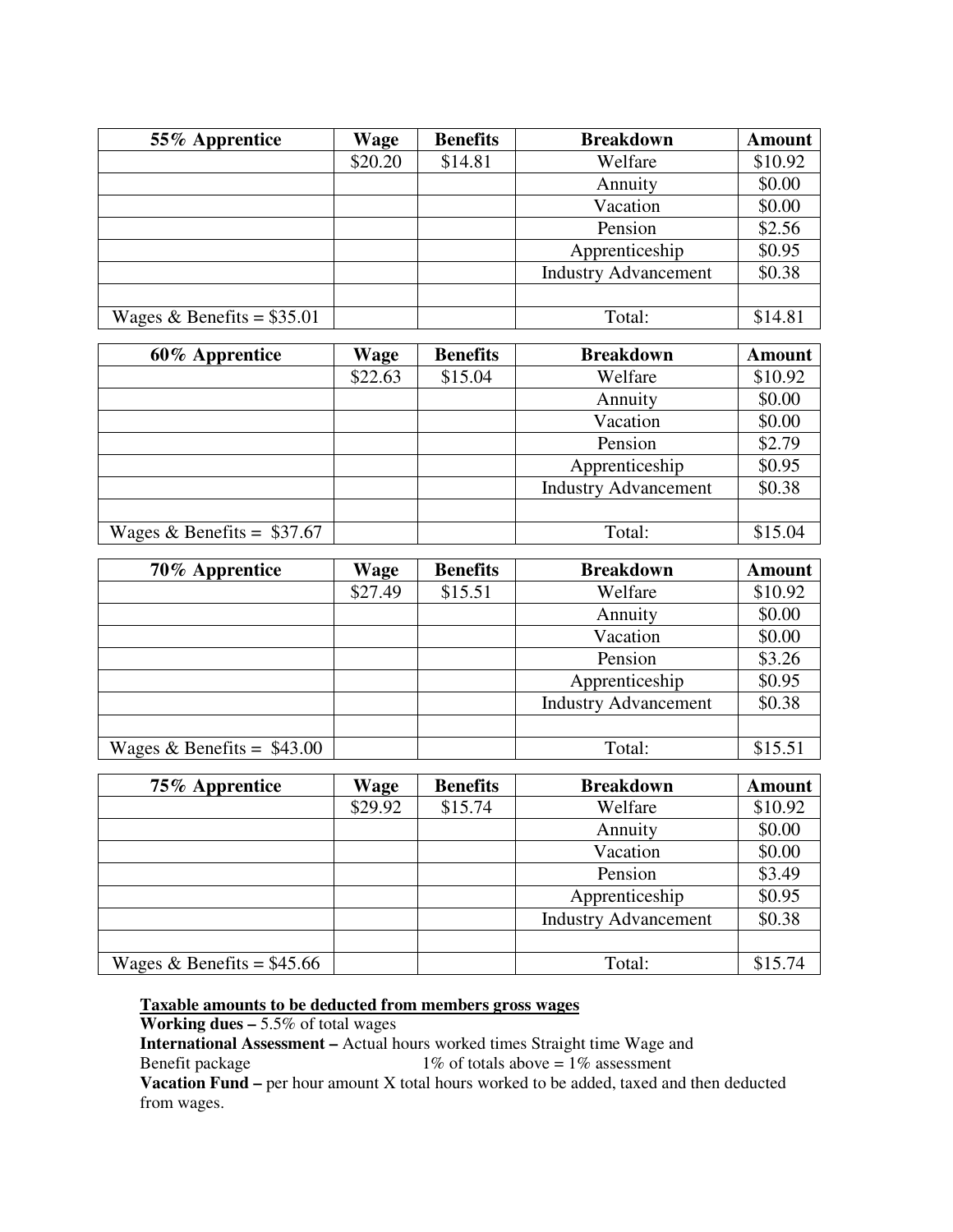| 55% Apprentice | Wage | Benefits | Breakdown | Amount |
|---|---|---|---|---|
| | $20.20 | $14.81 | Welfare | $10.92 |
| | | | Annuity | $0.00 |
| | | | Vacation | $0.00 |
| | | | Pension | $2.56 |
| | | | Apprenticeship | $0.95 |
| | | | Industry Advancement | $0.38 |
| | | | | |
| Wages & Benefits = $35.01 | | | Total: | $14.81 |

| 60% Apprentice | Wage | Benefits | Breakdown | Amount |
|---|---|---|---|---|
| | $22.63 | $15.04 | Welfare | $10.92 |
| | | | Annuity | $0.00 |
| | | | Vacation | $0.00 |
| | | | Pension | $2.79 |
| | | | Apprenticeship | $0.95 |
| | | | Industry Advancement | $0.38 |
| | | | | |
| Wages & Benefits = $37.67 | | | Total: | $15.04 |

| 70% Apprentice | Wage | Benefits | Breakdown | Amount |
|---|---|---|---|---|
| | $27.49 | $15.51 | Welfare | $10.92 |
| | | | Annuity | $0.00 |
| | | | Vacation | $0.00 |
| | | | Pension | $3.26 |
| | | | Apprenticeship | $0.95 |
| | | | Industry Advancement | $0.38 |
| | | | | |
| Wages & Benefits = $43.00 | | | Total: | $15.51 |

| 75% Apprentice | Wage | Benefits | Breakdown | Amount |
|---|---|---|---|---|
| | $29.92 | $15.74 | Welfare | $10.92 |
| | | | Annuity | $0.00 |
| | | | Vacation | $0.00 |
| | | | Pension | $3.49 |
| | | | Apprenticeship | $0.95 |
| | | | Industry Advancement | $0.38 |
| | | | | |
| Wages & Benefits = $45.66 | | | Total: | $15.74 |

**Taxable amounts to be deducted from members gross wages**

**Working dues –** 5.5% of total wages

**International Assessment –** Actual hours worked times Straight time Wage and Benefit package 1% of totals above = 1% assessment

**Vacation Fund –** per hour amount X total hours worked to be added, taxed and then deducted from wages.